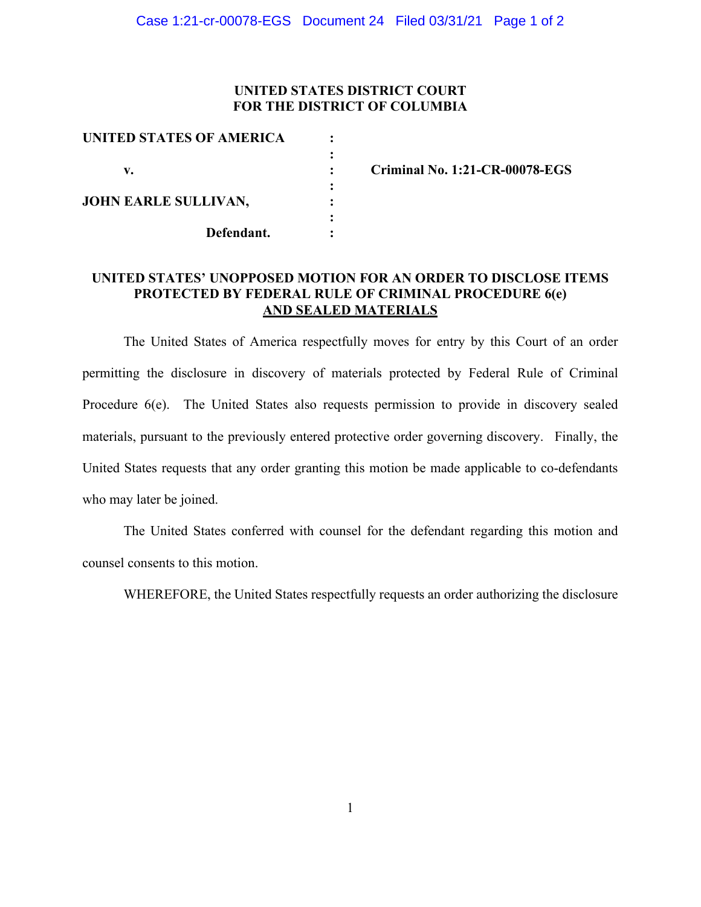**UNITED STATES DISTRICT COURT**
**FOR THE DISTRICT OF COLUMBIA**

| | | |
|---|---|---|
| **UNITED STATES OF AMERICA** | : | |
| | : | |
| **v.** | : | **Criminal No. 1:21-CR-00078-EGS** |
| | : | |
| **JOHN EARLE SULLIVAN,** | : | |
| | : | |
| **Defendant.** | : | |

**UNITED STATES' UNOPPOSED MOTION FOR AN ORDER TO DISCLOSE ITEMS PROTECTED BY FEDERAL RULE OF CRIMINAL PROCEDURE 6(e) AND SEALED MATERIALS**

The United States of America respectfully moves for entry by this Court of an order permitting the disclosure in discovery of materials protected by Federal Rule of Criminal Procedure 6(e). The United States also requests permission to provide in discovery sealed materials, pursuant to the previously entered protective order governing discovery. Finally, the United States requests that any order granting this motion be made applicable to co-defendants who may later be joined.

The United States conferred with counsel for the defendant regarding this motion and counsel consents to this motion.

WHEREFORE, the United States respectfully requests an order authorizing the disclosure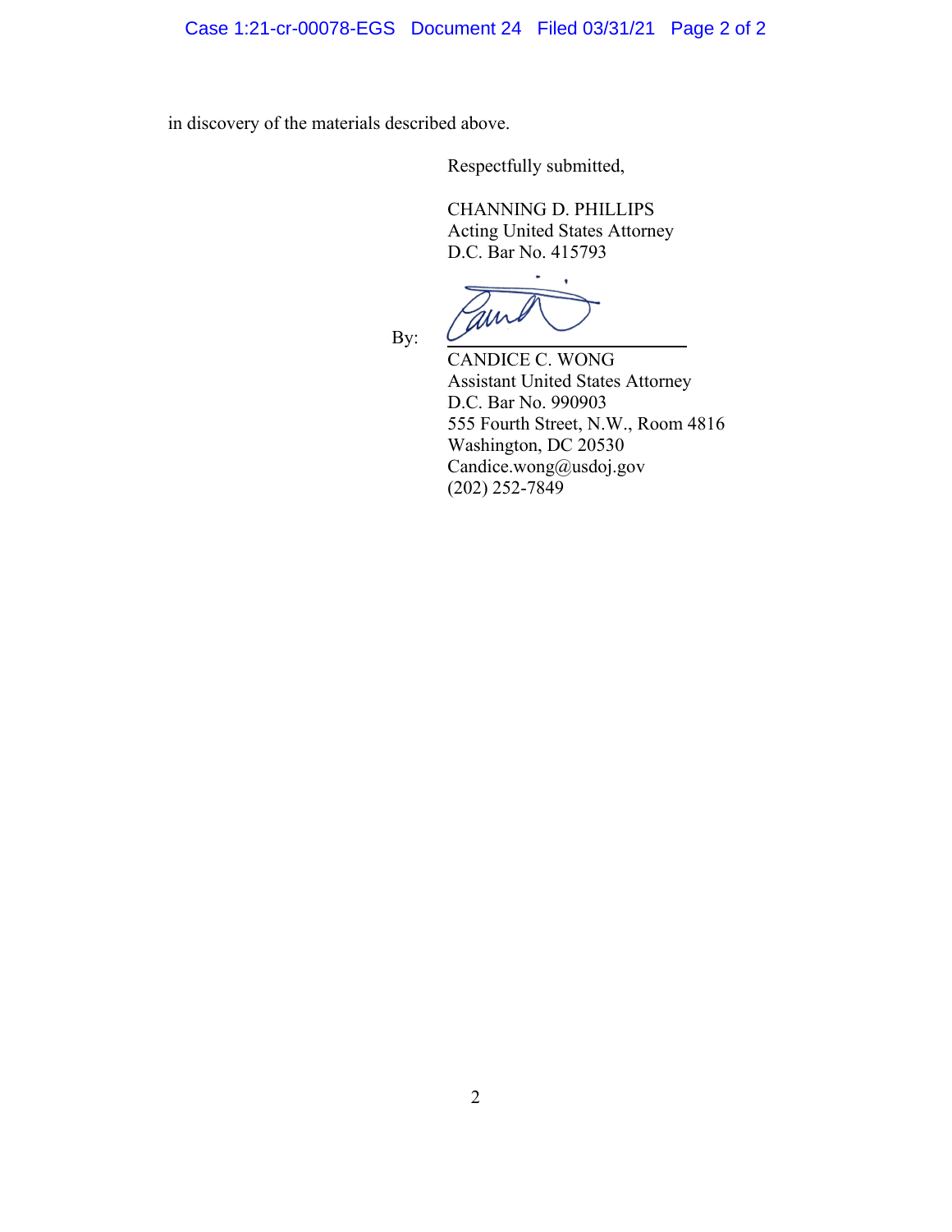in discovery of the materials described above.

Respectfully submitted,

CHANNING D. PHILLIPS
Acting United States Attorney
D.C. Bar No. 415793

By: ______________________
CANDICE C. WONG
Assistant United States Attorney
D.C. Bar No. 990903
555 Fourth Street, N.W., Room 4816
Washington, DC 20530
Candice.wong@usdoj.gov
(202) 252-7849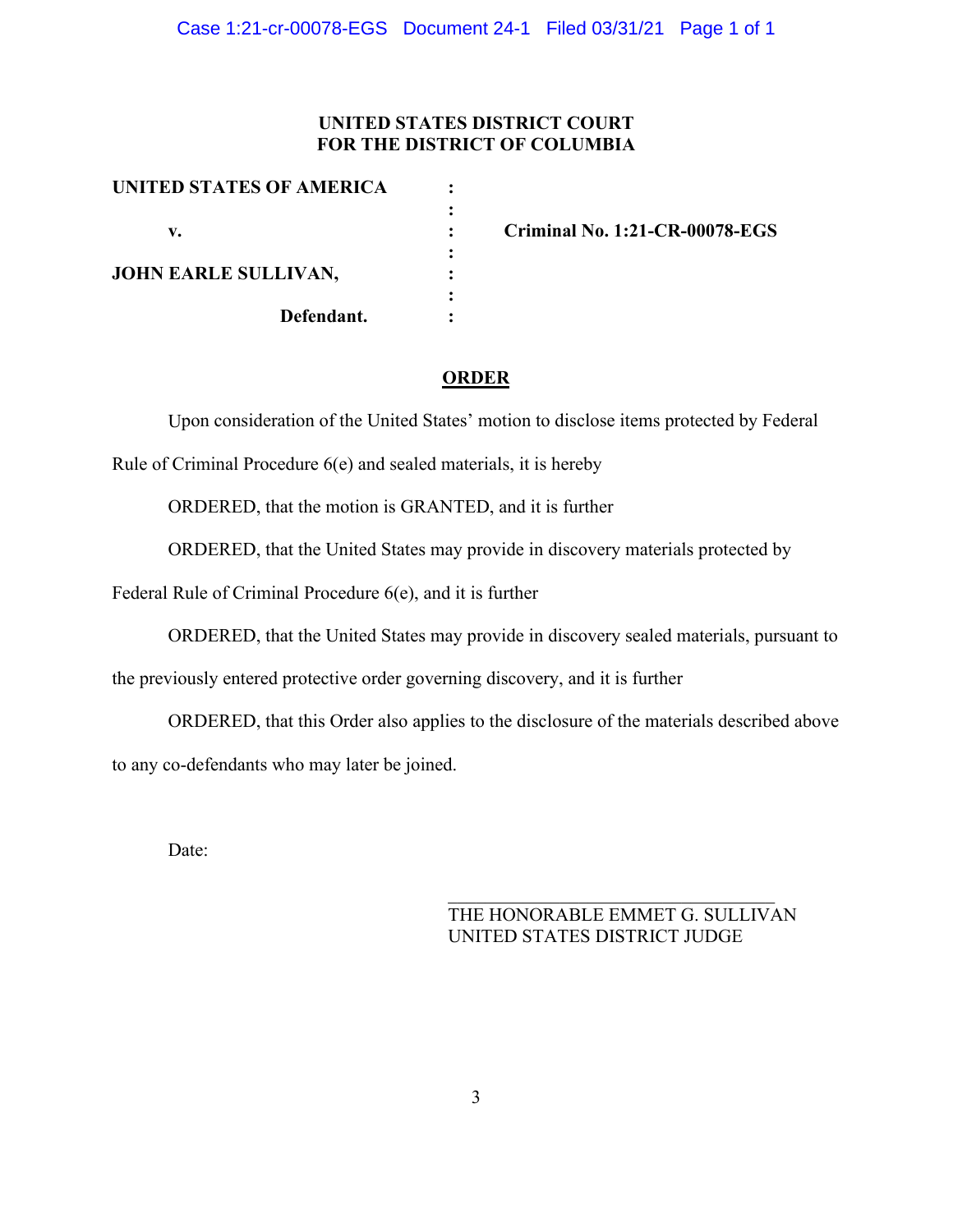**UNITED STATES DISTRICT COURT**
**FOR THE DISTRICT OF COLUMBIA**

| | | |
|---|---|---|
| **UNITED STATES OF AMERICA** | : | |
| | : | |
| **v.** | : | **Criminal No. 1:21-CR-00078-EGS** |
| | : | |
| **JOHN EARLE SULLIVAN,** | : | |
| | : | |
| **Defendant.** | : | |

## ORDER

Upon consideration of the United States' motion to disclose items protected by Federal Rule of Criminal Procedure 6(e) and sealed materials, it is hereby

ORDERED, that the motion is GRANTED, and it is further

ORDERED, that the United States may provide in discovery materials protected by Federal Rule of Criminal Procedure 6(e), and it is further

ORDERED, that the United States may provide in discovery sealed materials, pursuant to the previously entered protective order governing discovery, and it is further

ORDERED, that this Order also applies to the disclosure of the materials described above to any co-defendants who may later be joined.

Date:

\_\_\_\_\_\_\_\_\_\_\_\_\_\_\_\_\_\_\_\_\_\_\_\_\_\_\_\_\_\_\_\_\_\_\_\_
THE HONORABLE EMMET G. SULLIVAN
UNITED STATES DISTRICT JUDGE